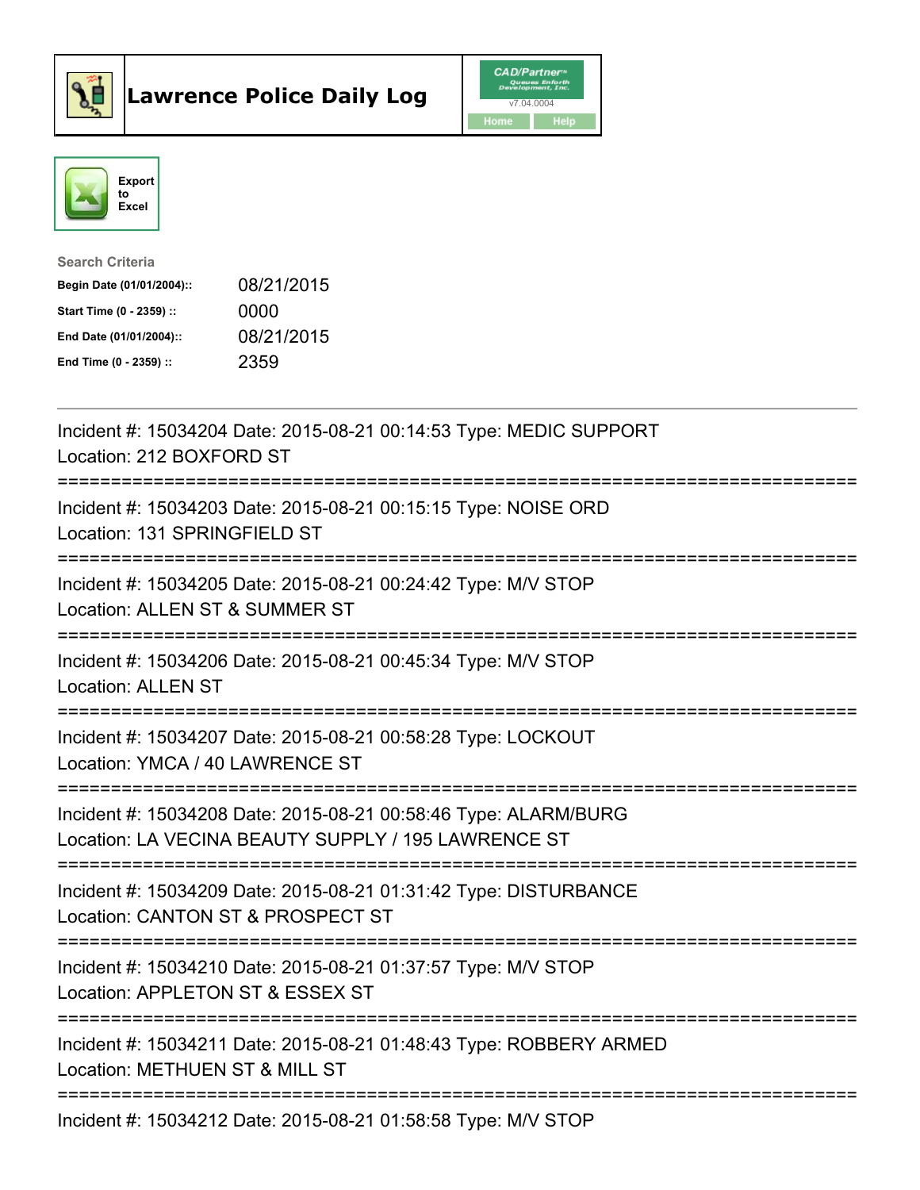# Lawrence Police Daily Log

Export to Excel

**Search Criteria**

| | |
|---|---|
| **Begin Date (01/01/2004)::** | 08/21/2015 |
| **Start Time (0 - 2359) ::** | 0000 |
| **End Date (01/01/2004)::** | 08/21/2015 |
| **End Time (0 - 2359) ::** | 2359 |

---

Incident #: 15034204 Date: 2015-08-21 00:14:53 Type: MEDIC SUPPORT
Location: 212 BOXFORD ST

===========================================================================

Incident #: 15034203 Date: 2015-08-21 00:15:15 Type: NOISE ORD
Location: 131 SPRINGFIELD ST

===========================================================================

Incident #: 15034205 Date: 2015-08-21 00:24:42 Type: M/V STOP
Location: ALLEN ST & SUMMER ST

===========================================================================

Incident #: 15034206 Date: 2015-08-21 00:45:34 Type: M/V STOP
Location: ALLEN ST

===========================================================================

Incident #: 15034207 Date: 2015-08-21 00:58:28 Type: LOCKOUT
Location: YMCA / 40 LAWRENCE ST

===========================================================================

Incident #: 15034208 Date: 2015-08-21 00:58:46 Type: ALARM/BURG
Location: LA VECINA BEAUTY SUPPLY / 195 LAWRENCE ST

===========================================================================

Incident #: 15034209 Date: 2015-08-21 01:31:42 Type: DISTURBANCE
Location: CANTON ST & PROSPECT ST

===========================================================================

Incident #: 15034210 Date: 2015-08-21 01:37:57 Type: M/V STOP
Location: APPLETON ST & ESSEX ST

===========================================================================

Incident #: 15034211 Date: 2015-08-21 01:48:43 Type: ROBBERY ARMED
Location: METHUEN ST & MILL ST

===========================================================================

Incident #: 15034212 Date: 2015-08-21 01:58:58 Type: M/V STOP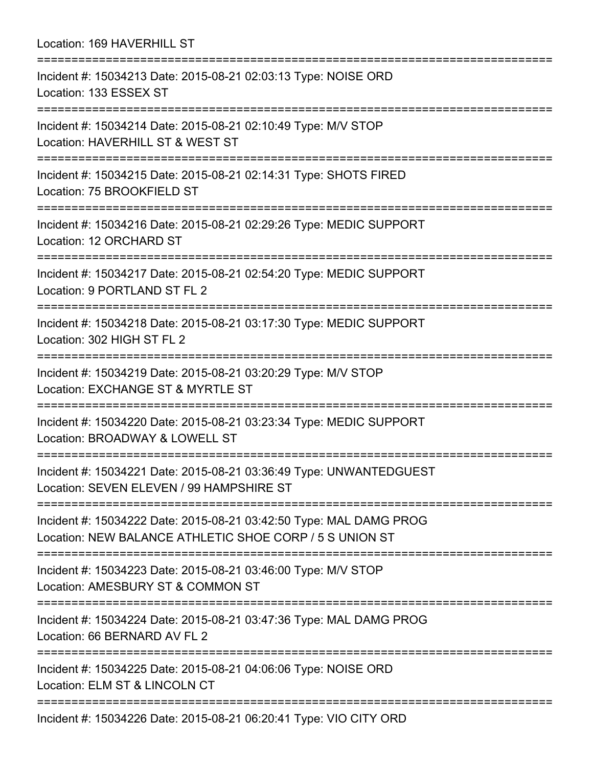Location: 169 HAVERHILL ST

===========================================================================

Incident #: 15034213 Date: 2015-08-21 02:03:13 Type: NOISE ORD
Location: 133 ESSEX ST

===========================================================================

Incident #: 15034214 Date: 2015-08-21 02:10:49 Type: M/V STOP
Location: HAVERHILL ST & WEST ST

===========================================================================

Incident #: 15034215 Date: 2015-08-21 02:14:31 Type: SHOTS FIRED
Location: 75 BROOKFIELD ST

===========================================================================

Incident #: 15034216 Date: 2015-08-21 02:29:26 Type: MEDIC SUPPORT
Location: 12 ORCHARD ST

===========================================================================

Incident #: 15034217 Date: 2015-08-21 02:54:20 Type: MEDIC SUPPORT
Location: 9 PORTLAND ST FL 2

===========================================================================

Incident #: 15034218 Date: 2015-08-21 03:17:30 Type: MEDIC SUPPORT
Location: 302 HIGH ST FL 2

===========================================================================

Incident #: 15034219 Date: 2015-08-21 03:20:29 Type: M/V STOP
Location: EXCHANGE ST & MYRTLE ST

===========================================================================

Incident #: 15034220 Date: 2015-08-21 03:23:34 Type: MEDIC SUPPORT
Location: BROADWAY & LOWELL ST

===========================================================================

Incident #: 15034221 Date: 2015-08-21 03:36:49 Type: UNWANTEDGUEST
Location: SEVEN ELEVEN / 99 HAMPSHIRE ST

===========================================================================

Incident #: 15034222 Date: 2015-08-21 03:42:50 Type: MAL DAMG PROG
Location: NEW BALANCE ATHLETIC SHOE CORP / 5 S UNION ST

===========================================================================

Incident #: 15034223 Date: 2015-08-21 03:46:00 Type: M/V STOP
Location: AMESBURY ST & COMMON ST

===========================================================================

Incident #: 15034224 Date: 2015-08-21 03:47:36 Type: MAL DAMG PROG
Location: 66 BERNARD AV FL 2

===========================================================================

Incident #: 15034225 Date: 2015-08-21 04:06:06 Type: NOISE ORD
Location: ELM ST & LINCOLN CT

===========================================================================

Incident #: 15034226 Date: 2015-08-21 06:20:41 Type: VIO CITY ORD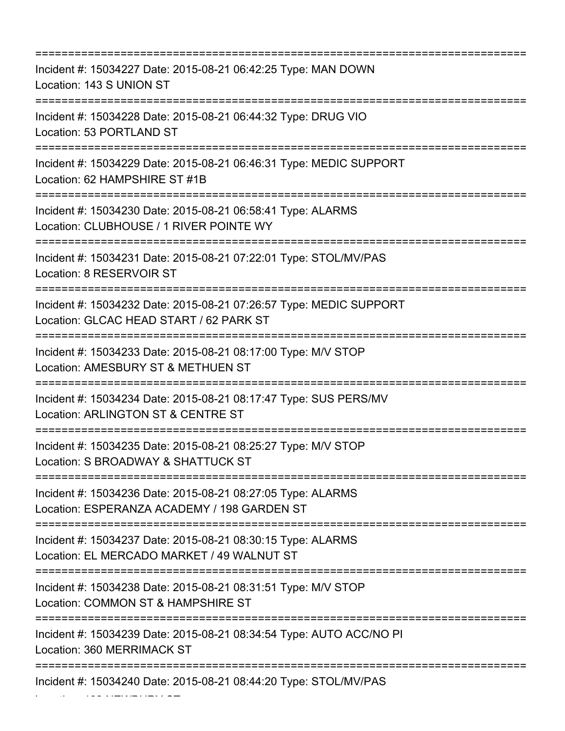===========================================================================
Incident #: 15034227 Date: 2015-08-21 06:42:25 Type: MAN DOWN
Location: 143 S UNION ST
===========================================================================
Incident #: 15034228 Date: 2015-08-21 06:44:32 Type: DRUG VIO
Location: 53 PORTLAND ST
===========================================================================
Incident #: 15034229 Date: 2015-08-21 06:46:31 Type: MEDIC SUPPORT
Location: 62 HAMPSHIRE ST #1B
===========================================================================
Incident #: 15034230 Date: 2015-08-21 06:58:41 Type: ALARMS
Location: CLUBHOUSE / 1 RIVER POINTE WY
===========================================================================
Incident #: 15034231 Date: 2015-08-21 07:22:01 Type: STOL/MV/PAS
Location: 8 RESERVOIR ST
===========================================================================
Incident #: 15034232 Date: 2015-08-21 07:26:57 Type: MEDIC SUPPORT
Location: GLCAC HEAD START / 62 PARK ST
===========================================================================
Incident #: 15034233 Date: 2015-08-21 08:17:00 Type: M/V STOP
Location: AMESBURY ST & METHUEN ST
===========================================================================
Incident #: 15034234 Date: 2015-08-21 08:17:47 Type: SUS PERS/MV
Location: ARLINGTON ST & CENTRE ST
===========================================================================
Incident #: 15034235 Date: 2015-08-21 08:25:27 Type: M/V STOP
Location: S BROADWAY & SHATTUCK ST
===========================================================================
Incident #: 15034236 Date: 2015-08-21 08:27:05 Type: ALARMS
Location: ESPERANZA ACADEMY / 198 GARDEN ST
===========================================================================
Incident #: 15034237 Date: 2015-08-21 08:30:15 Type: ALARMS
Location: EL MERCADO MARKET / 49 WALNUT ST
===========================================================================
Incident #: 15034238 Date: 2015-08-21 08:31:51 Type: M/V STOP
Location: COMMON ST & HAMPSHIRE ST
===========================================================================
Incident #: 15034239 Date: 2015-08-21 08:34:54 Type: AUTO ACC/NO PI
Location: 360 MERRIMACK ST
===========================================================================
Incident #: 15034240 Date: 2015-08-21 08:44:20 Type: STOL/MV/PAS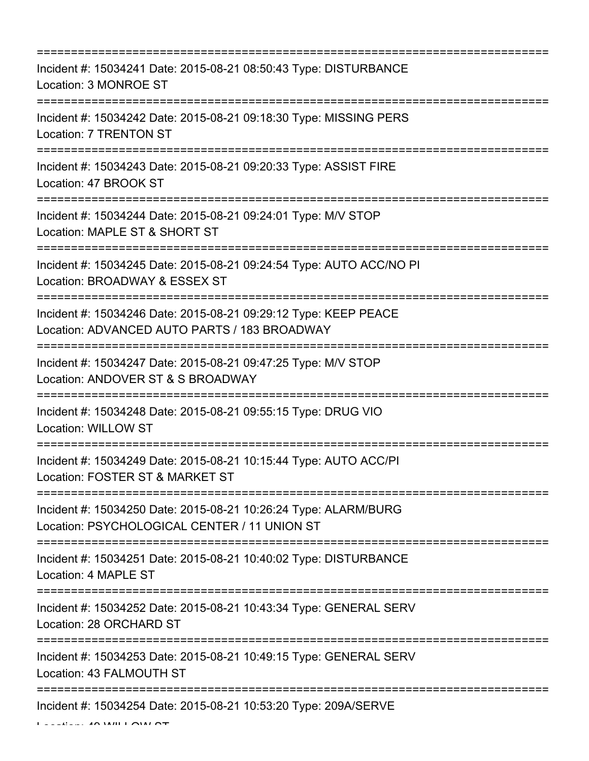===========================================================================
Incident #: 15034241 Date: 2015-08-21 08:50:43 Type: DISTURBANCE
Location: 3 MONROE ST
===========================================================================
Incident #: 15034242 Date: 2015-08-21 09:18:30 Type: MISSING PERS
Location: 7 TRENTON ST
===========================================================================
Incident #: 15034243 Date: 2015-08-21 09:20:33 Type: ASSIST FIRE
Location: 47 BROOK ST
===========================================================================
Incident #: 15034244 Date: 2015-08-21 09:24:01 Type: M/V STOP
Location: MAPLE ST & SHORT ST
===========================================================================
Incident #: 15034245 Date: 2015-08-21 09:24:54 Type: AUTO ACC/NO PI
Location: BROADWAY & ESSEX ST
===========================================================================
Incident #: 15034246 Date: 2015-08-21 09:29:12 Type: KEEP PEACE
Location: ADVANCED AUTO PARTS / 183 BROADWAY
===========================================================================
Incident #: 15034247 Date: 2015-08-21 09:47:25 Type: M/V STOP
Location: ANDOVER ST & S BROADWAY
===========================================================================
Incident #: 15034248 Date: 2015-08-21 09:55:15 Type: DRUG VIO
Location: WILLOW ST
===========================================================================
Incident #: 15034249 Date: 2015-08-21 10:15:44 Type: AUTO ACC/PI
Location: FOSTER ST & MARKET ST
===========================================================================
Incident #: 15034250 Date: 2015-08-21 10:26:24 Type: ALARM/BURG
Location: PSYCHOLOGICAL CENTER / 11 UNION ST
===========================================================================
Incident #: 15034251 Date: 2015-08-21 10:40:02 Type: DISTURBANCE
Location: 4 MAPLE ST
===========================================================================
Incident #: 15034252 Date: 2015-08-21 10:43:34 Type: GENERAL SERV
Location: 28 ORCHARD ST
===========================================================================
Incident #: 15034253 Date: 2015-08-21 10:49:15 Type: GENERAL SERV
Location: 43 FALMOUTH ST
===========================================================================
Incident #: 15034254 Date: 2015-08-21 10:53:20 Type: 209A/SERVE
Location: 40 WILLOW ST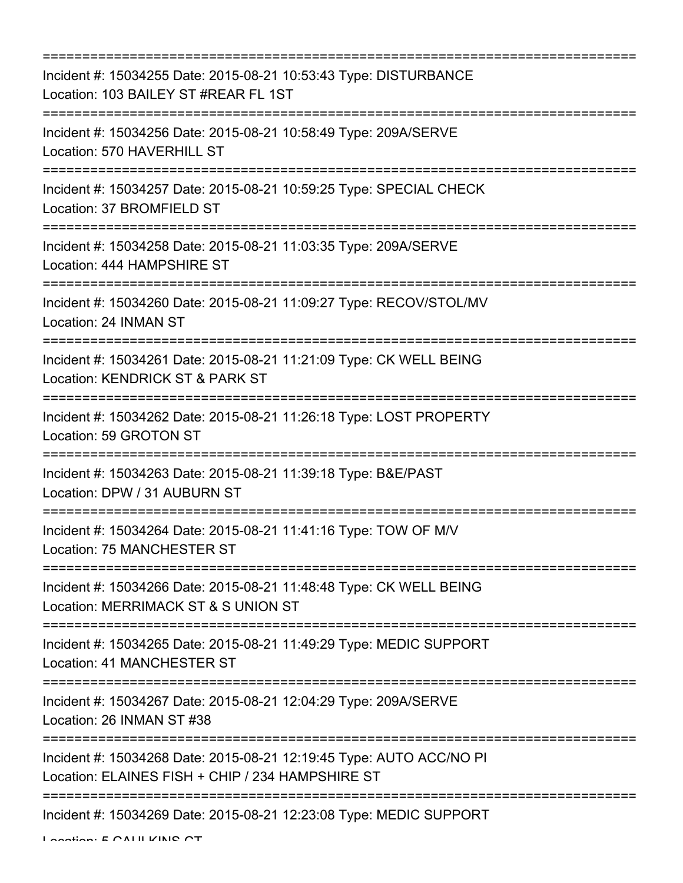===========================================================================

Incident #: 15034255 Date: 2015-08-21 10:53:43 Type: DISTURBANCE
Location: 103 BAILEY ST #REAR FL 1ST

===========================================================================

Incident #: 15034256 Date: 2015-08-21 10:58:49 Type: 209A/SERVE
Location: 570 HAVERHILL ST

===========================================================================

Incident #: 15034257 Date: 2015-08-21 10:59:25 Type: SPECIAL CHECK
Location: 37 BROMFIELD ST

===========================================================================

Incident #: 15034258 Date: 2015-08-21 11:03:35 Type: 209A/SERVE
Location: 444 HAMPSHIRE ST

===========================================================================

Incident #: 15034260 Date: 2015-08-21 11:09:27 Type: RECOV/STOL/MV
Location: 24 INMAN ST

===========================================================================

Incident #: 15034261 Date: 2015-08-21 11:21:09 Type: CK WELL BEING
Location: KENDRICK ST & PARK ST

===========================================================================

Incident #: 15034262 Date: 2015-08-21 11:26:18 Type: LOST PROPERTY
Location: 59 GROTON ST

===========================================================================

Incident #: 15034263 Date: 2015-08-21 11:39:18 Type: B&E/PAST
Location: DPW / 31 AUBURN ST

===========================================================================

Incident #: 15034264 Date: 2015-08-21 11:41:16 Type: TOW OF M/V
Location: 75 MANCHESTER ST

===========================================================================

Incident #: 15034266 Date: 2015-08-21 11:48:48 Type: CK WELL BEING
Location: MERRIMACK ST & S UNION ST

===========================================================================

Incident #: 15034265 Date: 2015-08-21 11:49:29 Type: MEDIC SUPPORT
Location: 41 MANCHESTER ST

===========================================================================

Incident #: 15034267 Date: 2015-08-21 12:04:29 Type: 209A/SERVE
Location: 26 INMAN ST #38

===========================================================================

Incident #: 15034268 Date: 2015-08-21 12:19:45 Type: AUTO ACC/NO PI
Location: ELAINES FISH + CHIP / 234 HAMPSHIRE ST

===========================================================================

Incident #: 15034269 Date: 2015-08-21 12:23:08 Type: MEDIC SUPPORT
Location: 5 CAULKINS CT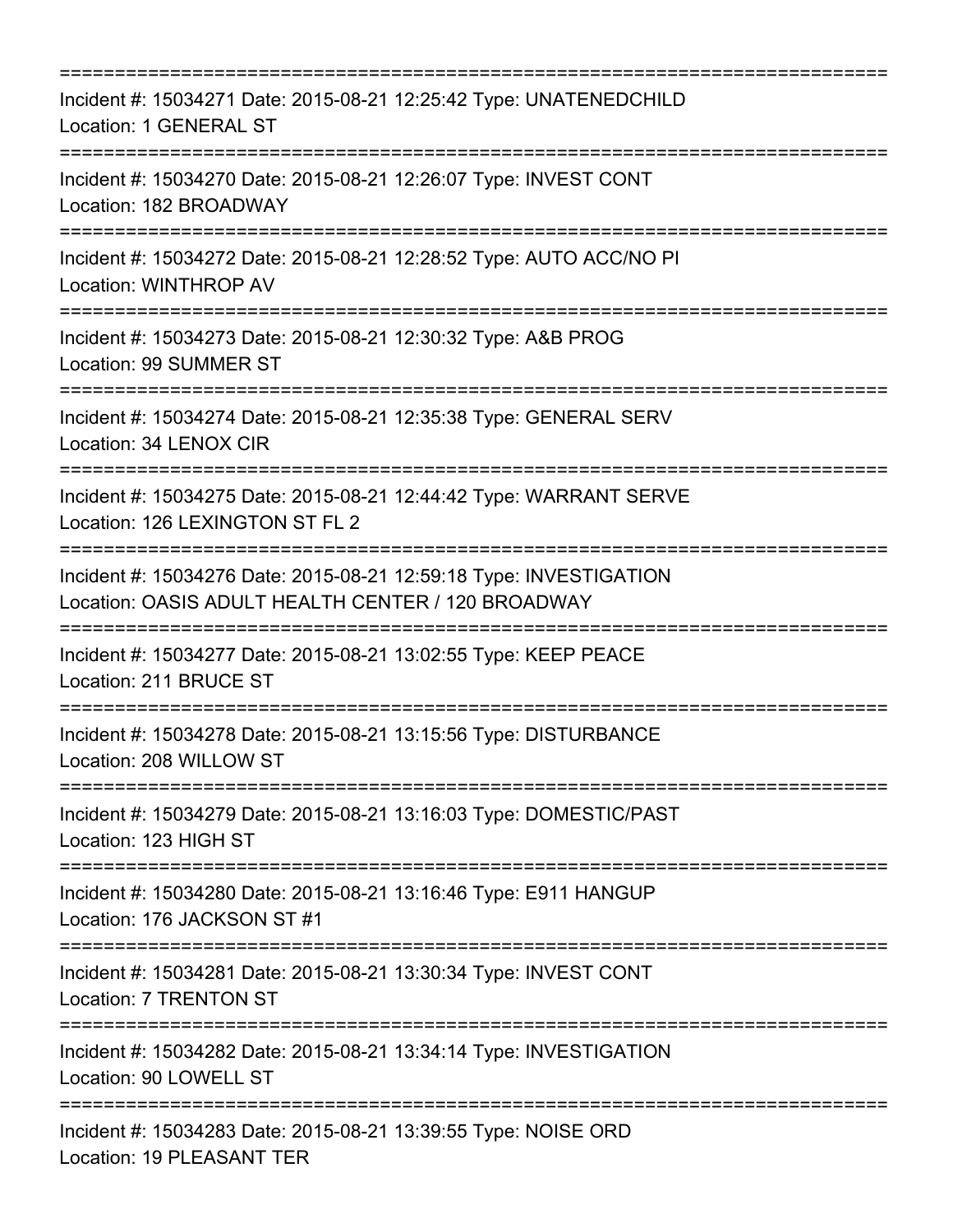===========================================================================

Incident #: 15034271 Date: 2015-08-21 12:25:42 Type: UNATENEDCHILD
Location: 1 GENERAL ST

===========================================================================

Incident #: 15034270 Date: 2015-08-21 12:26:07 Type: INVEST CONT
Location: 182 BROADWAY

===========================================================================

Incident #: 15034272 Date: 2015-08-21 12:28:52 Type: AUTO ACC/NO PI
Location: WINTHROP AV

===========================================================================

Incident #: 15034273 Date: 2015-08-21 12:30:32 Type: A&B PROG
Location: 99 SUMMER ST

===========================================================================

Incident #: 15034274 Date: 2015-08-21 12:35:38 Type: GENERAL SERV
Location: 34 LENOX CIR

===========================================================================

Incident #: 15034275 Date: 2015-08-21 12:44:42 Type: WARRANT SERVE
Location: 126 LEXINGTON ST FL 2

===========================================================================

Incident #: 15034276 Date: 2015-08-21 12:59:18 Type: INVESTIGATION
Location: OASIS ADULT HEALTH CENTER / 120 BROADWAY

===========================================================================

Incident #: 15034277 Date: 2015-08-21 13:02:55 Type: KEEP PEACE
Location: 211 BRUCE ST

===========================================================================

Incident #: 15034278 Date: 2015-08-21 13:15:56 Type: DISTURBANCE
Location: 208 WILLOW ST

===========================================================================

Incident #: 15034279 Date: 2015-08-21 13:16:03 Type: DOMESTIC/PAST
Location: 123 HIGH ST

===========================================================================

Incident #: 15034280 Date: 2015-08-21 13:16:46 Type: E911 HANGUP
Location: 176 JACKSON ST #1

===========================================================================

Incident #: 15034281 Date: 2015-08-21 13:30:34 Type: INVEST CONT
Location: 7 TRENTON ST

===========================================================================

Incident #: 15034282 Date: 2015-08-21 13:34:14 Type: INVESTIGATION
Location: 90 LOWELL ST

===========================================================================

Incident #: 15034283 Date: 2015-08-21 13:39:55 Type: NOISE ORD
Location: 19 PLEASANT TER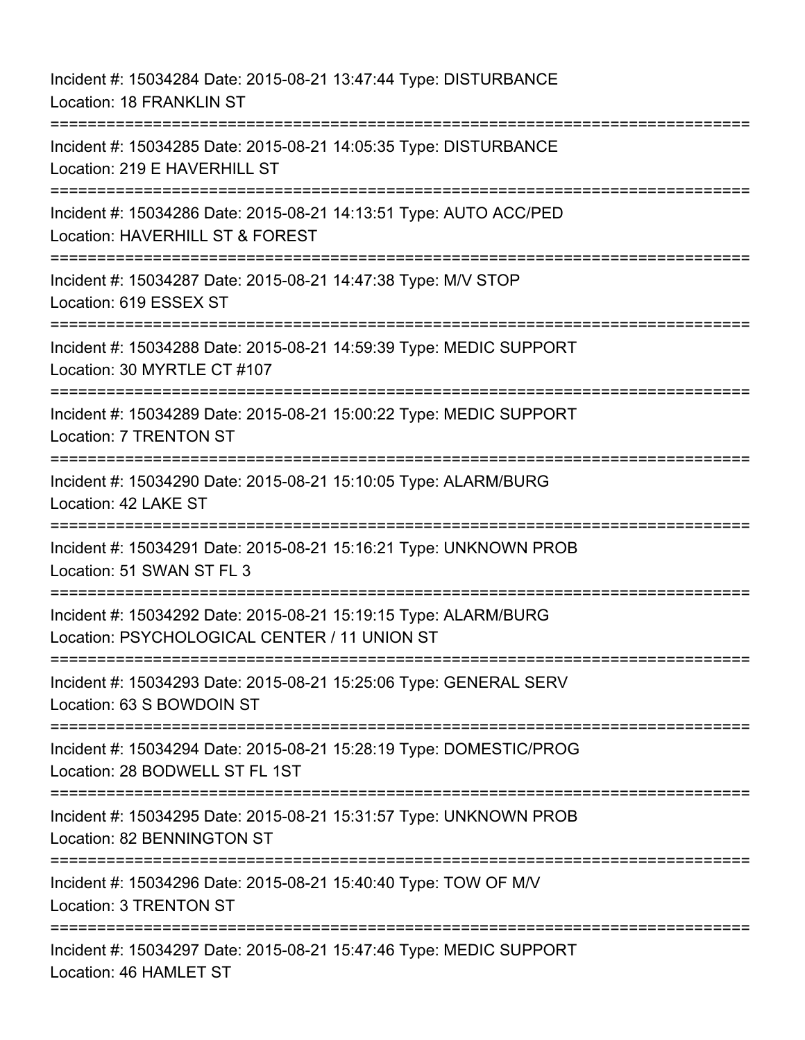Incident #: 15034284 Date: 2015-08-21 13:47:44 Type: DISTURBANCE
Location: 18 FRANKLIN ST

===========================================================================

Incident #: 15034285 Date: 2015-08-21 14:05:35 Type: DISTURBANCE
Location: 219 E HAVERHILL ST

===========================================================================

Incident #: 15034286 Date: 2015-08-21 14:13:51 Type: AUTO ACC/PED
Location: HAVERHILL ST & FOREST

===========================================================================

Incident #: 15034287 Date: 2015-08-21 14:47:38 Type: M/V STOP
Location: 619 ESSEX ST

===========================================================================

Incident #: 15034288 Date: 2015-08-21 14:59:39 Type: MEDIC SUPPORT
Location: 30 MYRTLE CT #107

===========================================================================

Incident #: 15034289 Date: 2015-08-21 15:00:22 Type: MEDIC SUPPORT
Location: 7 TRENTON ST

===========================================================================

Incident #: 15034290 Date: 2015-08-21 15:10:05 Type: ALARM/BURG
Location: 42 LAKE ST

===========================================================================

Incident #: 15034291 Date: 2015-08-21 15:16:21 Type: UNKNOWN PROB
Location: 51 SWAN ST FL 3

===========================================================================

Incident #: 15034292 Date: 2015-08-21 15:19:15 Type: ALARM/BURG
Location: PSYCHOLOGICAL CENTER / 11 UNION ST

===========================================================================

Incident #: 15034293 Date: 2015-08-21 15:25:06 Type: GENERAL SERV
Location: 63 S BOWDOIN ST

===========================================================================

Incident #: 15034294 Date: 2015-08-21 15:28:19 Type: DOMESTIC/PROG
Location: 28 BODWELL ST FL 1ST

===========================================================================

Incident #: 15034295 Date: 2015-08-21 15:31:57 Type: UNKNOWN PROB
Location: 82 BENNINGTON ST

===========================================================================

Incident #: 15034296 Date: 2015-08-21 15:40:40 Type: TOW OF M/V
Location: 3 TRENTON ST

===========================================================================

Incident #: 15034297 Date: 2015-08-21 15:47:46 Type: MEDIC SUPPORT
Location: 46 HAMLET ST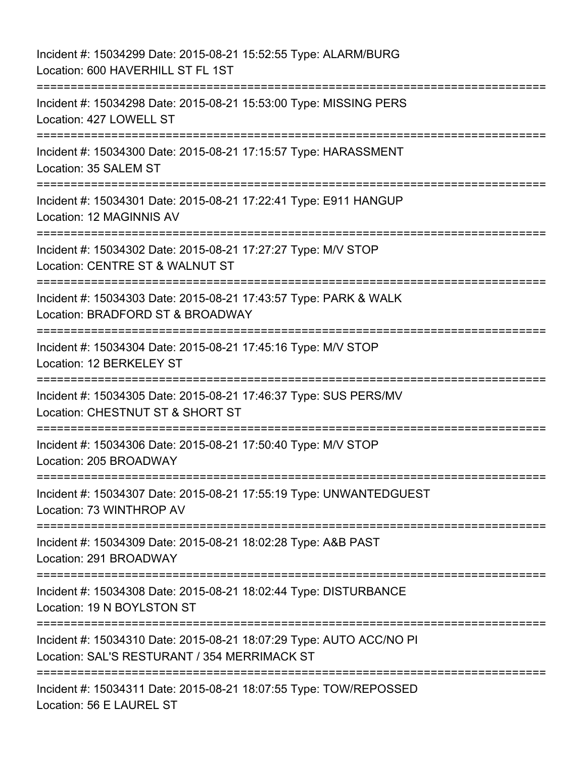Incident #: 15034299 Date: 2015-08-21 15:52:55 Type: ALARM/BURG
Location: 600 HAVERHILL ST FL 1ST

===========================================================================

Incident #: 15034298 Date: 2015-08-21 15:53:00 Type: MISSING PERS
Location: 427 LOWELL ST

===========================================================================

Incident #: 15034300 Date: 2015-08-21 17:15:57 Type: HARASSMENT
Location: 35 SALEM ST

===========================================================================

Incident #: 15034301 Date: 2015-08-21 17:22:41 Type: E911 HANGUP
Location: 12 MAGINNIS AV

===========================================================================

Incident #: 15034302 Date: 2015-08-21 17:27:27 Type: M/V STOP
Location: CENTRE ST & WALNUT ST

===========================================================================

Incident #: 15034303 Date: 2015-08-21 17:43:57 Type: PARK & WALK
Location: BRADFORD ST & BROADWAY

===========================================================================

Incident #: 15034304 Date: 2015-08-21 17:45:16 Type: M/V STOP
Location: 12 BERKELEY ST

===========================================================================

Incident #: 15034305 Date: 2015-08-21 17:46:37 Type: SUS PERS/MV
Location: CHESTNUT ST & SHORT ST

===========================================================================

Incident #: 15034306 Date: 2015-08-21 17:50:40 Type: M/V STOP
Location: 205 BROADWAY

===========================================================================

Incident #: 15034307 Date: 2015-08-21 17:55:19 Type: UNWANTEDGUEST
Location: 73 WINTHROP AV

===========================================================================

Incident #: 15034309 Date: 2015-08-21 18:02:28 Type: A&B PAST
Location: 291 BROADWAY

===========================================================================

Incident #: 15034308 Date: 2015-08-21 18:02:44 Type: DISTURBANCE
Location: 19 N BOYLSTON ST

===========================================================================

Incident #: 15034310 Date: 2015-08-21 18:07:29 Type: AUTO ACC/NO PI
Location: SAL'S RESTURANT / 354 MERRIMACK ST

===========================================================================

Incident #: 15034311 Date: 2015-08-21 18:07:55 Type: TOW/REPOSSED
Location: 56 E LAUREL ST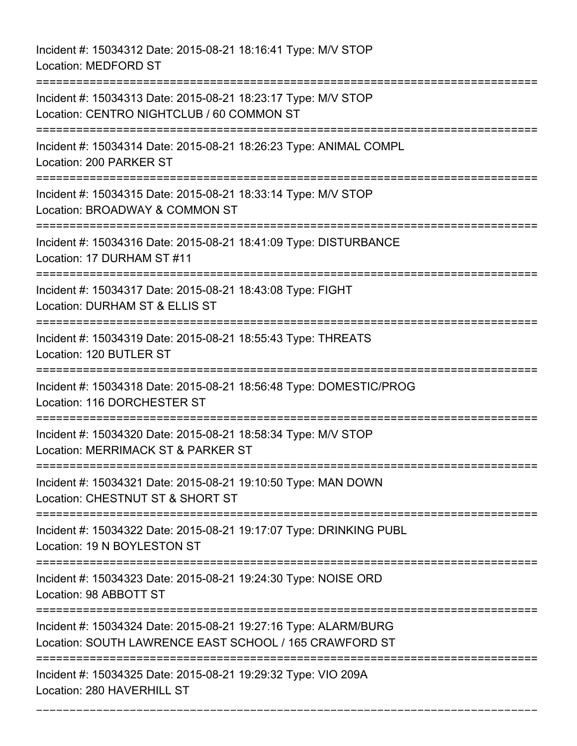Incident #: 15034312 Date: 2015-08-21 18:16:41 Type: M/V STOP
Location: MEDFORD ST

===========================================================================

Incident #: 15034313 Date: 2015-08-21 18:23:17 Type: M/V STOP
Location: CENTRO NIGHTCLUB / 60 COMMON ST

===========================================================================

Incident #: 15034314 Date: 2015-08-21 18:26:23 Type: ANIMAL COMPL
Location: 200 PARKER ST

===========================================================================

Incident #: 15034315 Date: 2015-08-21 18:33:14 Type: M/V STOP
Location: BROADWAY & COMMON ST

===========================================================================

Incident #: 15034316 Date: 2015-08-21 18:41:09 Type: DISTURBANCE
Location: 17 DURHAM ST #11

===========================================================================

Incident #: 15034317 Date: 2015-08-21 18:43:08 Type: FIGHT
Location: DURHAM ST & ELLIS ST

===========================================================================

Incident #: 15034319 Date: 2015-08-21 18:55:43 Type: THREATS
Location: 120 BUTLER ST

===========================================================================

Incident #: 15034318 Date: 2015-08-21 18:56:48 Type: DOMESTIC/PROG
Location: 116 DORCHESTER ST

===========================================================================

Incident #: 15034320 Date: 2015-08-21 18:58:34 Type: M/V STOP
Location: MERRIMACK ST & PARKER ST

===========================================================================

Incident #: 15034321 Date: 2015-08-21 19:10:50 Type: MAN DOWN
Location: CHESTNUT ST & SHORT ST

===========================================================================

Incident #: 15034322 Date: 2015-08-21 19:17:07 Type: DRINKING PUBL
Location: 19 N BOYLESTON ST

===========================================================================

Incident #: 15034323 Date: 2015-08-21 19:24:30 Type: NOISE ORD
Location: 98 ABBOTT ST

===========================================================================

Incident #: 15034324 Date: 2015-08-21 19:27:16 Type: ALARM/BURG
Location: SOUTH LAWRENCE EAST SCHOOL / 165 CRAWFORD ST

===========================================================================

Incident #: 15034325 Date: 2015-08-21 19:29:32 Type: VIO 209A
Location: 280 HAVERHILL ST

---------------------------------------------------------------------------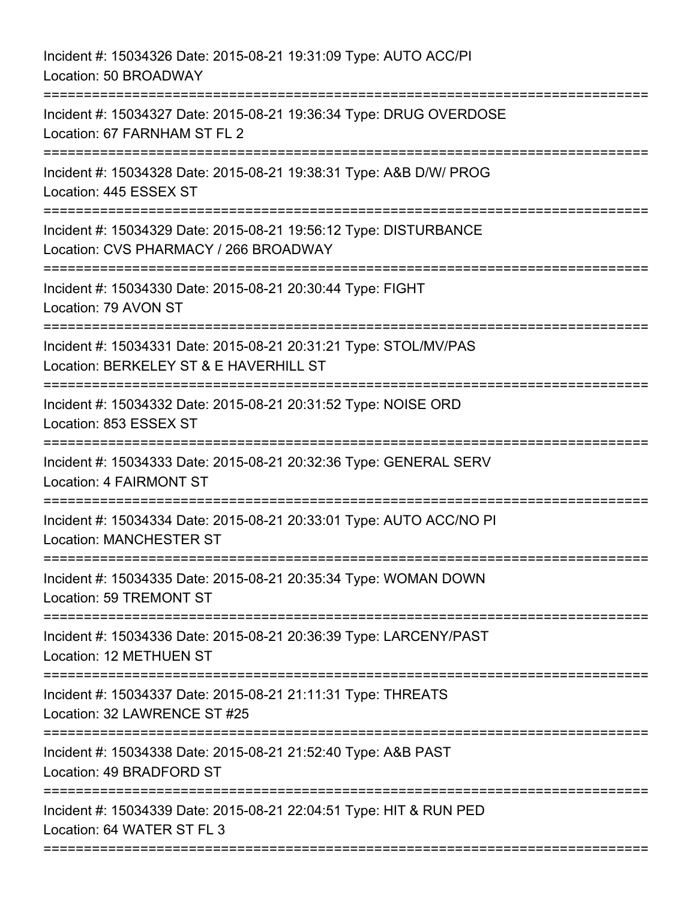Incident #: 15034326 Date: 2015-08-21 19:31:09 Type: AUTO ACC/PI
Location: 50 BROADWAY

===========================================================================

Incident #: 15034327 Date: 2015-08-21 19:36:34 Type: DRUG OVERDOSE
Location: 67 FARNHAM ST FL 2

===========================================================================

Incident #: 15034328 Date: 2015-08-21 19:38:31 Type: A&B D/W/ PROG
Location: 445 ESSEX ST

===========================================================================

Incident #: 15034329 Date: 2015-08-21 19:56:12 Type: DISTURBANCE
Location: CVS PHARMACY / 266 BROADWAY

===========================================================================

Incident #: 15034330 Date: 2015-08-21 20:30:44 Type: FIGHT
Location: 79 AVON ST

===========================================================================

Incident #: 15034331 Date: 2015-08-21 20:31:21 Type: STOL/MV/PAS
Location: BERKELEY ST & E HAVERHILL ST

===========================================================================

Incident #: 15034332 Date: 2015-08-21 20:31:52 Type: NOISE ORD
Location: 853 ESSEX ST

===========================================================================

Incident #: 15034333 Date: 2015-08-21 20:32:36 Type: GENERAL SERV
Location: 4 FAIRMONT ST

===========================================================================

Incident #: 15034334 Date: 2015-08-21 20:33:01 Type: AUTO ACC/NO PI
Location: MANCHESTER ST

===========================================================================

Incident #: 15034335 Date: 2015-08-21 20:35:34 Type: WOMAN DOWN
Location: 59 TREMONT ST

===========================================================================

Incident #: 15034336 Date: 2015-08-21 20:36:39 Type: LARCENY/PAST
Location: 12 METHUEN ST

===========================================================================

Incident #: 15034337 Date: 2015-08-21 21:11:31 Type: THREATS
Location: 32 LAWRENCE ST #25

===========================================================================

Incident #: 15034338 Date: 2015-08-21 21:52:40 Type: A&B PAST
Location: 49 BRADFORD ST

===========================================================================

Incident #: 15034339 Date: 2015-08-21 22:04:51 Type: HIT & RUN PED
Location: 64 WATER ST FL 3

===========================================================================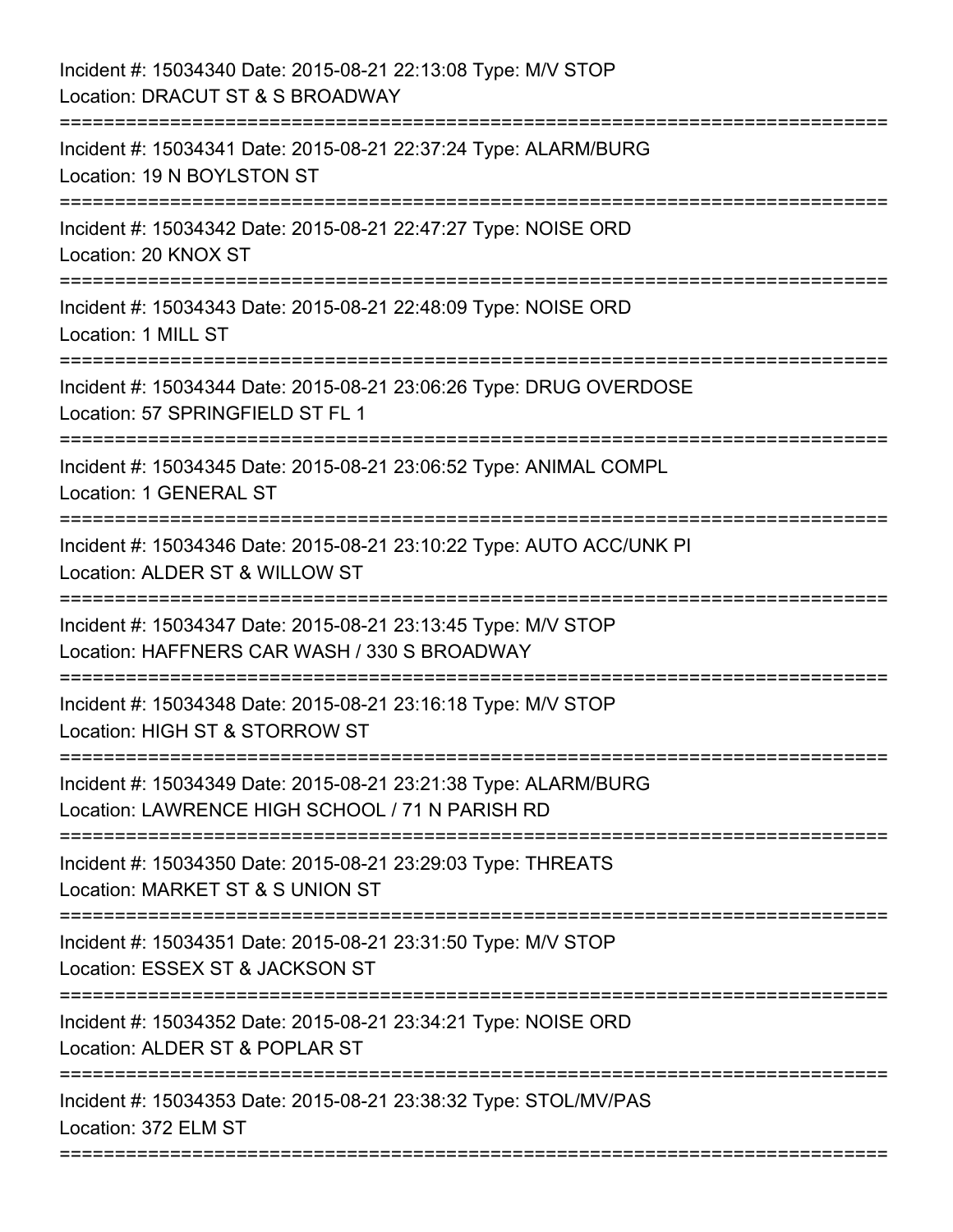Incident #: 15034340 Date: 2015-08-21 22:13:08 Type: M/V STOP
Location: DRACUT ST & S BROADWAY

===========================================================================

Incident #: 15034341 Date: 2015-08-21 22:37:24 Type: ALARM/BURG
Location: 19 N BOYLSTON ST

===========================================================================

Incident #: 15034342 Date: 2015-08-21 22:47:27 Type: NOISE ORD
Location: 20 KNOX ST

===========================================================================

Incident #: 15034343 Date: 2015-08-21 22:48:09 Type: NOISE ORD
Location: 1 MILL ST

===========================================================================

Incident #: 15034344 Date: 2015-08-21 23:06:26 Type: DRUG OVERDOSE
Location: 57 SPRINGFIELD ST FL 1

===========================================================================

Incident #: 15034345 Date: 2015-08-21 23:06:52 Type: ANIMAL COMPL
Location: 1 GENERAL ST

===========================================================================

Incident #: 15034346 Date: 2015-08-21 23:10:22 Type: AUTO ACC/UNK PI
Location: ALDER ST & WILLOW ST

===========================================================================

Incident #: 15034347 Date: 2015-08-21 23:13:45 Type: M/V STOP
Location: HAFFNERS CAR WASH / 330 S BROADWAY

===========================================================================

Incident #: 15034348 Date: 2015-08-21 23:16:18 Type: M/V STOP
Location: HIGH ST & STORROW ST

===========================================================================

Incident #: 15034349 Date: 2015-08-21 23:21:38 Type: ALARM/BURG
Location: LAWRENCE HIGH SCHOOL / 71 N PARISH RD

===========================================================================

Incident #: 15034350 Date: 2015-08-21 23:29:03 Type: THREATS
Location: MARKET ST & S UNION ST

===========================================================================

Incident #: 15034351 Date: 2015-08-21 23:31:50 Type: M/V STOP
Location: ESSEX ST & JACKSON ST

===========================================================================

Incident #: 15034352 Date: 2015-08-21 23:34:21 Type: NOISE ORD
Location: ALDER ST & POPLAR ST

===========================================================================

Incident #: 15034353 Date: 2015-08-21 23:38:32 Type: STOL/MV/PAS
Location: 372 ELM ST

===========================================================================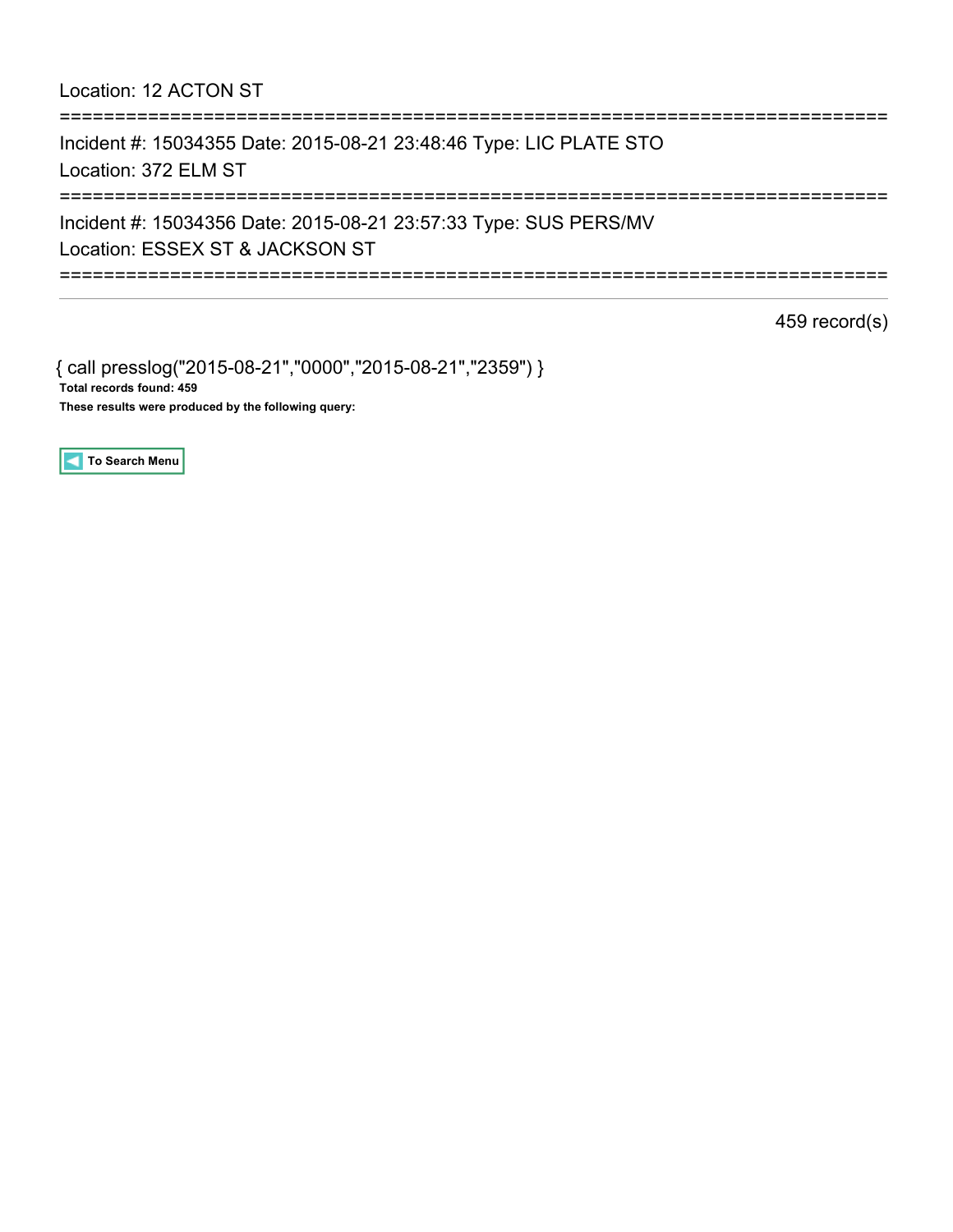Location: 12 ACTON ST

===========================================================================

Incident #: 15034355 Date: 2015-08-21 23:48:46 Type: LIC PLATE STO

Location: 372 ELM ST

===========================================================================

Incident #: 15034356 Date: 2015-08-21 23:57:33 Type: SUS PERS/MV

Location: ESSEX ST & JACKSON ST

===========================================================================

459 record(s)

{ call presslog("2015-08-21","0000","2015-08-21","2359") }

**Total records found: 459**

**These results were produced by the following query:**

**To Search Menu**